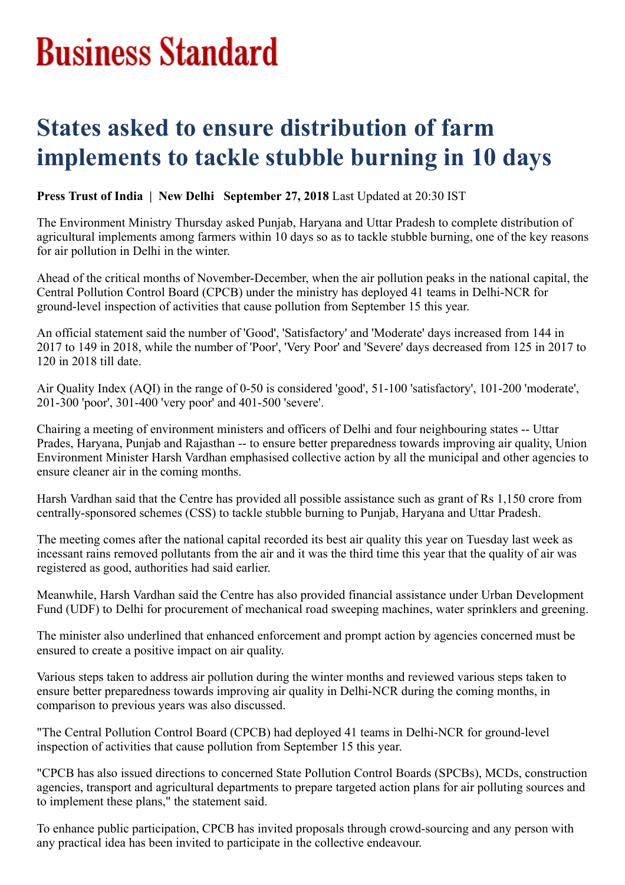# Business Standard

# States asked to ensure distribution of farm implements to tackle stubble burning in 10 days

**Press Trust of India | New Delhi September 27, 2018** Last Updated at 20:30 IST

The Environment Ministry Thursday asked Punjab, Haryana and Uttar Pradesh to complete distribution of agricultural implements among farmers within 10 days so as to tackle stubble burning, one of the key reasons for air pollution in Delhi in the winter.

Ahead of the critical months of November-December, when the air pollution peaks in the national capital, the Central Pollution Control Board (CPCB) under the ministry has deployed 41 teams in Delhi-NCR for ground-level inspection of activities that cause pollution from September 15 this year.

An official statement said the number of 'Good', 'Satisfactory' and 'Moderate' days increased from 144 in 2017 to 149 in 2018, while the number of 'Poor', 'Very Poor' and 'Severe' days decreased from 125 in 2017 to 120 in 2018 till date.

Air Quality Index (AQI) in the range of 0-50 is considered 'good', 51-100 'satisfactory', 101-200 'moderate', 201-300 'poor', 301-400 'very poor' and 401-500 'severe'.

Chairing a meeting of environment ministers and officers of Delhi and four neighbouring states -- Uttar Prades, Haryana, Punjab and Rajasthan -- to ensure better preparedness towards improving air quality, Union Environment Minister Harsh Vardhan emphasised collective action by all the municipal and other agencies to ensure cleaner air in the coming months.

Harsh Vardhan said that the Centre has provided all possible assistance such as grant of Rs 1,150 crore from centrally-sponsored schemes (CSS) to tackle stubble burning to Punjab, Haryana and Uttar Pradesh.

The meeting comes after the national capital recorded its best air quality this year on Tuesday last week as incessant rains removed pollutants from the air and it was the third time this year that the quality of air was registered as good, authorities had said earlier.

Meanwhile, Harsh Vardhan said the Centre has also provided financial assistance under Urban Development Fund (UDF) to Delhi for procurement of mechanical road sweeping machines, water sprinklers and greening.

The minister also underlined that enhanced enforcement and prompt action by agencies concerned must be ensured to create a positive impact on air quality.

Various steps taken to address air pollution during the winter months and reviewed various steps taken to ensure better preparedness towards improving air quality in Delhi-NCR during the coming months, in comparison to previous years was also discussed.

"The Central Pollution Control Board (CPCB) had deployed 41 teams in Delhi-NCR for ground-level inspection of activities that cause pollution from September 15 this year.

"CPCB has also issued directions to concerned State Pollution Control Boards (SPCBs), MCDs, construction agencies, transport and agricultural departments to prepare targeted action plans for air polluting sources and to implement these plans," the statement said.

To enhance public participation, CPCB has invited proposals through crowd-sourcing and any person with any practical idea has been invited to participate in the collective endeavour.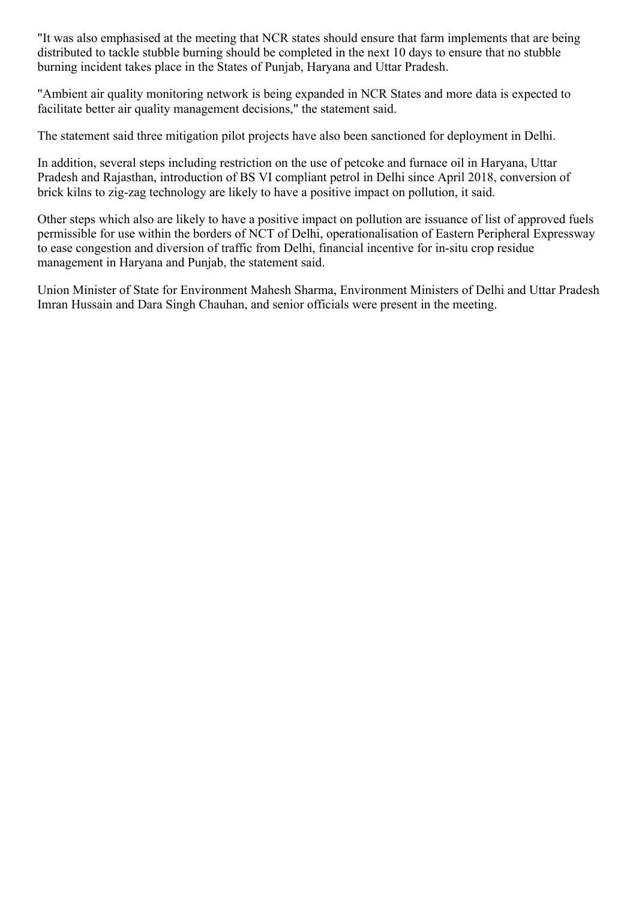"It was also emphasised at the meeting that NCR states should ensure that farm implements that are being distributed to tackle stubble burning should be completed in the next 10 days to ensure that no stubble burning incident takes place in the States of Punjab, Haryana and Uttar Pradesh.

"Ambient air quality monitoring network is being expanded in NCR States and more data is expected to facilitate better air quality management decisions," the statement said.

The statement said three mitigation pilot projects have also been sanctioned for deployment in Delhi.

In addition, several steps including restriction on the use of petcoke and furnace oil in Haryana, Uttar Pradesh and Rajasthan, introduction of BS VI compliant petrol in Delhi since April 2018, conversion of brick kilns to zig-zag technology are likely to have a positive impact on pollution, it said.

Other steps which also are likely to have a positive impact on pollution are issuance of list of approved fuels permissible for use within the borders of NCT of Delhi, operationalisation of Eastern Peripheral Expressway to ease congestion and diversion of traffic from Delhi, financial incentive for in-situ crop residue management in Haryana and Punjab, the statement said.

Union Minister of State for Environment Mahesh Sharma, Environment Ministers of Delhi and Uttar Pradesh Imran Hussain and Dara Singh Chauhan, and senior officials were present in the meeting.